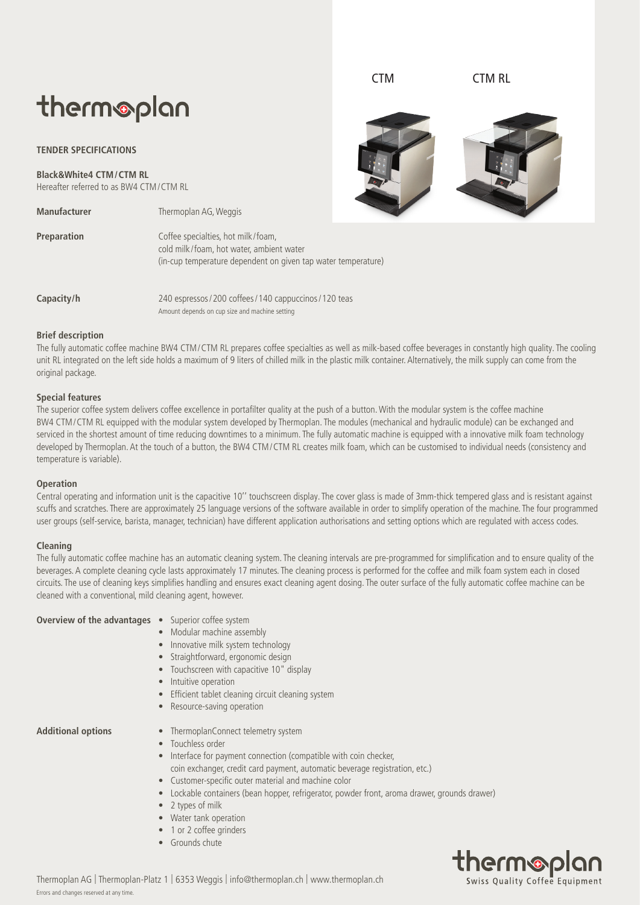# thermoplan

**TENDER SPECIFICATIONS**

**Black&White4 CTM / CTM RL**
Hereafter referred to as BW4 CTM / CTM RL

CTM CTM RL

**Manufacturer** Thermoplan AG, Weggis

**Preparation** Coffee specialties, hot milk / foam, cold milk / foam, hot water, ambient water (in-cup temperature dependent on given tap water temperature)

**Capacity/h** 240 espressos / 200 coffees / 140 cappuccinos / 120 teas
Amount depends on cup size and machine setting

### Brief description

The fully automatic coffee machine BW4 CTM / CTM RL prepares coffee specialties as well as milk-based coffee beverages in constantly high quality. The cooling unit RL integrated on the left side holds a maximum of 9 liters of chilled milk in the plastic milk container. Alternatively, the milk supply can come from the original package.

### Special features

The superior coffee system delivers coffee excellence in portafilter quality at the push of a button. With the modular system is the coffee machine BW4 CTM / CTM RL equipped with the modular system developed by Thermoplan. The modules (mechanical and hydraulic module) can be exchanged and serviced in the shortest amount of time reducing downtimes to a minimum. The fully automatic machine is equipped with a innovative milk foam technology developed by Thermoplan. At the touch of a button, the BW4 CTM / CTM RL creates milk foam, which can be customised to individual needs (consistency and temperature is variable).

### Operation

Central operating and information unit is the capacitive 10'' touchscreen display. The cover glass is made of 3mm-thick tempered glass and is resistant against scuffs and scratches. There are approximately 25 language versions of the software available in order to simplify operation of the machine. The four programmed user groups (self-service, barista, manager, technician) have different application authorisations and setting options which are regulated with access codes.

### Cleaning

The fully automatic coffee machine has an automatic cleaning system. The cleaning intervals are pre-programmed for simplification and to ensure quality of the beverages. A complete cleaning cycle lasts approximately 17 minutes. The cleaning process is performed for the coffee and milk foam system each in closed circuits. The use of cleaning keys simplifies handling and ensures exact cleaning agent dosing. The outer surface of the fully automatic coffee machine can be cleaned with a conventional, mild cleaning agent, however.

**Overview of the advantages**

- Superior coffee system
- Modular machine assembly
- Innovative milk system technology
- Straightforward, ergonomic design
- Touchscreen with capacitive 10" display
- Intuitive operation
- Efficient tablet cleaning circuit cleaning system
- Resource-saving operation

**Additional options**

- ThermoplanConnect telemetry system
- Touchless order
- Interface for payment connection (compatible with coin checker, coin exchanger, credit card payment, automatic beverage registration, etc.)
- Customer-specific outer material and machine color
- Lockable containers (bean hopper, refrigerator, powder front, aroma drawer, grounds drawer)
- 2 types of milk
- Water tank operation
- 1 or 2 coffee grinders
- Grounds chute

Thermoplan AG | Thermoplan-Platz 1 | 6353 Weggis | info@thermoplan.ch | www.thermoplan.ch
Errors and changes reserved at any time.

thermoplan
Swiss Quality Coffee Equipment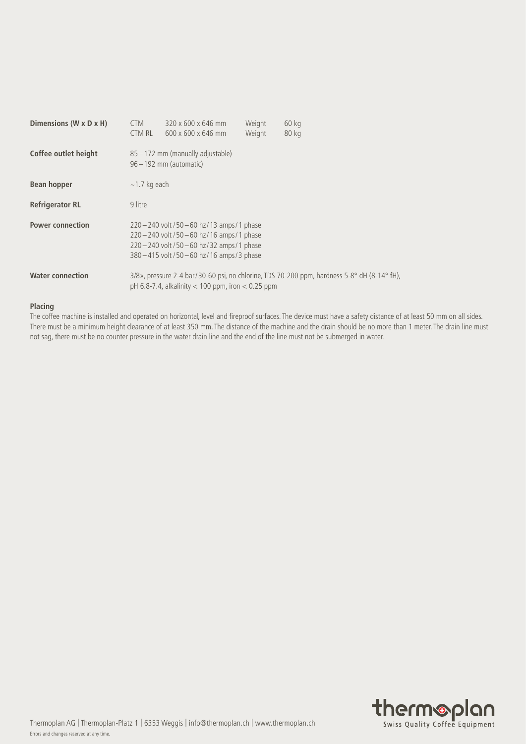| | | | | |
|---|---|---|---|---|
| **Dimensions (W x D x H)** | CTM<br>CTM RL | 320 x 600 x 646 mm<br>600 x 600 x 646 mm | Weight<br>Weight | 60 kg<br>80 kg |
| **Coffee outlet height** | 85 – 172 mm (manually adjustable)<br>96 – 192 mm (automatic) | | | |
| **Bean hopper** | ~1.7 kg each | | | |
| **Refrigerator RL** | 9 litre | | | |
| **Power connection** | 220 – 240 volt / 50 – 60 hz / 13 amps / 1 phase<br>220 – 240 volt / 50 – 60 hz / 16 amps / 1 phase<br>220 – 240 volt / 50 – 60 hz / 32 amps / 1 phase<br>380 – 415 volt / 50 – 60 hz / 16 amps / 3 phase | | | |
| **Water connection** | 3/8», pressure 2-4 bar / 30-60 psi, no chlorine, TDS 70-200 ppm, hardness 5-8° dH (8-14° fH),<br>pH 6.8-7.4, alkalinity < 100 ppm, iron < 0.25 ppm | | | |

**Placing**

The coffee machine is installed and operated on horizontal, level and fireproof surfaces. The device must have a safety distance of at least 50 mm on all sides. There must be a minimum height clearance of at least 350 mm. The distance of the machine and the drain should be no more than 1 meter. The drain line must not sag, there must be no counter pressure in the water drain line and the end of the line must not be submerged in water.

Thermoplan AG | Thermoplan-Platz 1 | 6353 Weggis | info@thermoplan.ch | www.thermoplan.ch

Errors and changes reserved at any time.

thermoplan
Swiss Quality Coffee Equipment